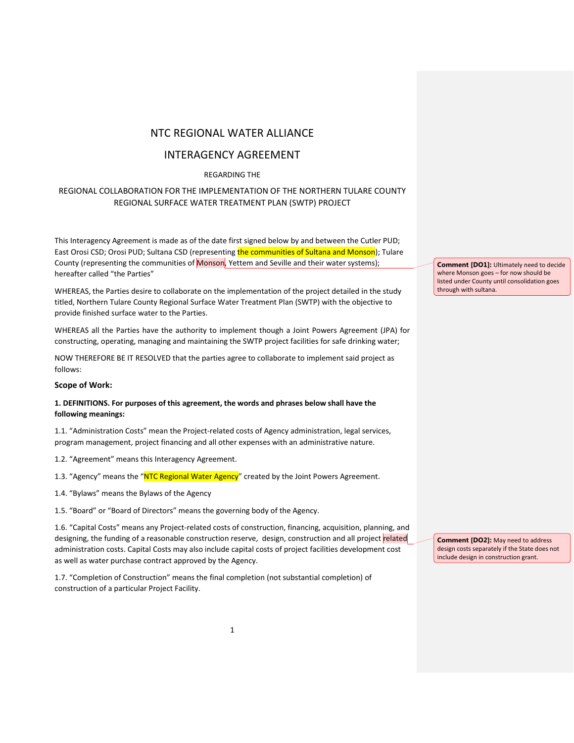# NTC REGIONAL WATER ALLIANCE

## INTERAGENCY AGREEMENT

REGARDING THE

REGIONAL COLLABORATION FOR THE IMPLEMENTATION OF THE NORTHERN TULARE COUNTY REGIONAL SURFACE WATER TREATMENT PLAN (SWTP) PROJECT

This Interagency Agreement is made as of the date first signed below by and between the Cutler PUD; East Orosi CSD; Orosi PUD; Sultana CSD (representing the communities of Sultana and Monson); Tulare County (representing the communities of Monson, Yettem and Seville and their water systems); hereafter called "the Parties"

> **Comment [DO1]:** Ultimately need to decide where Monson goes – for now should be listed under County until consolidation goes through with sultana.

WHEREAS, the Parties desire to collaborate on the implementation of the project detailed in the study titled, Northern Tulare County Regional Surface Water Treatment Plan (SWTP) with the objective to provide finished surface water to the Parties.

WHEREAS all the Parties have the authority to implement though a Joint Powers Agreement (JPA) for constructing, operating, managing and maintaining the SWTP project facilities for safe drinking water;

NOW THEREFORE BE IT RESOLVED that the parties agree to collaborate to implement said project as follows:

### Scope of Work:

**1. DEFINITIONS. For purposes of this agreement, the words and phrases below shall have the following meanings:**

1.1. "Administration Costs" mean the Project-related costs of Agency administration, legal services, program management, project financing and all other expenses with an administrative nature.

1.2. "Agreement" means this Interagency Agreement.

1.3. "Agency" means the "NTC Regional Water Agency" created by the Joint Powers Agreement.

1.4. "Bylaws" means the Bylaws of the Agency

1.5. "Board" or "Board of Directors" means the governing body of the Agency.

1.6. "Capital Costs" means any Project-related costs of construction, financing, acquisition, planning, and designing, the funding of a reasonable construction reserve, design, construction and all project related administration costs. Capital Costs may also include capital costs of project facilities development cost as well as water purchase contract approved by the Agency.

> **Comment [DO2]:** May need to address design costs separately if the State does not include design in construction grant.

1.7. "Completion of Construction" means the final completion (not substantial completion) of construction of a particular Project Facility.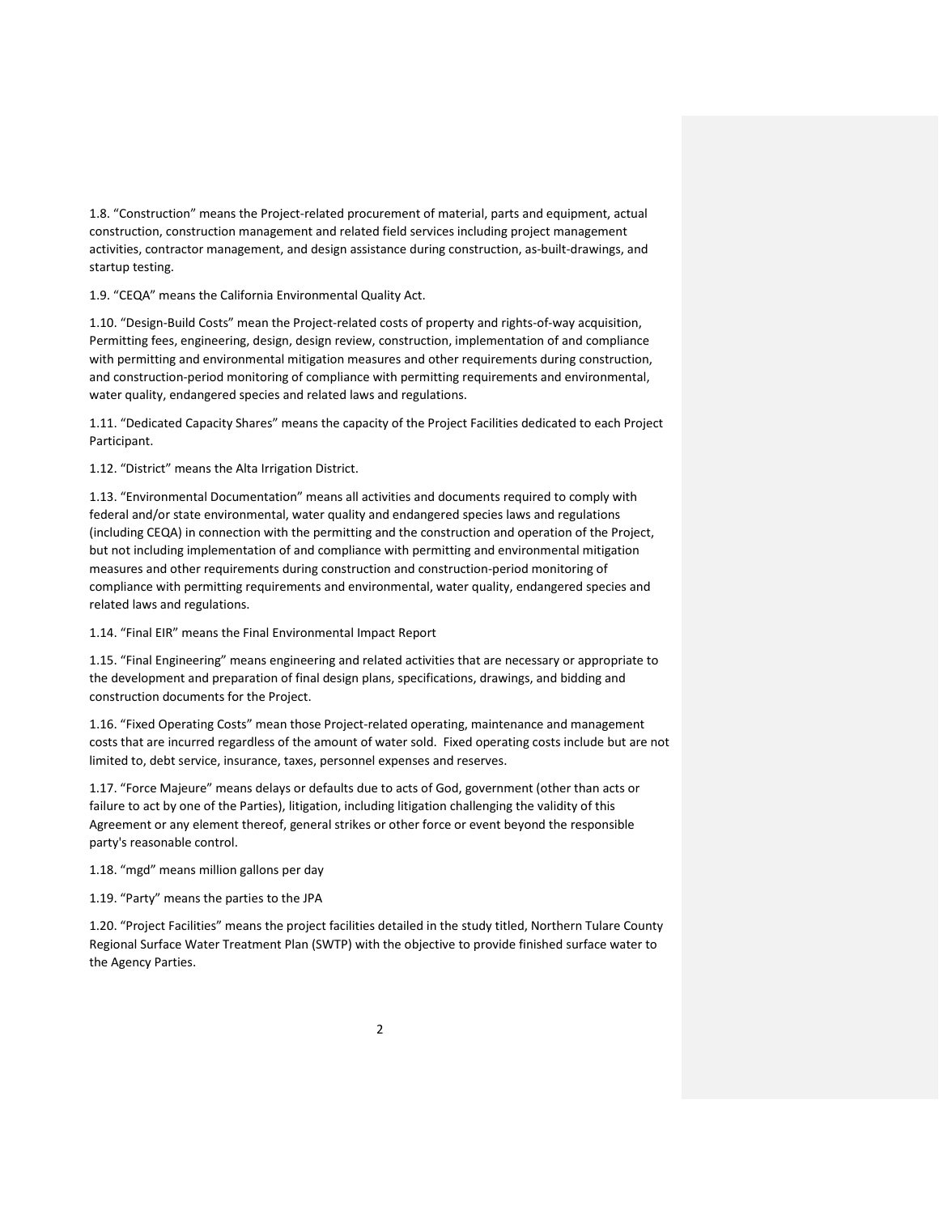1.8. “Construction” means the Project-related procurement of material, parts and equipment, actual construction, construction management and related field services including project management activities, contractor management, and design assistance during construction, as-built-drawings, and startup testing.

1.9. “CEQA” means the California Environmental Quality Act.

1.10. “Design-Build Costs” mean the Project-related costs of property and rights-of-way acquisition, Permitting fees, engineering, design, design review, construction, implementation of and compliance with permitting and environmental mitigation measures and other requirements during construction, and construction-period monitoring of compliance with permitting requirements and environmental, water quality, endangered species and related laws and regulations.

1.11. “Dedicated Capacity Shares” means the capacity of the Project Facilities dedicated to each Project Participant.

1.12. “District” means the Alta Irrigation District.

1.13. “Environmental Documentation” means all activities and documents required to comply with federal and/or state environmental, water quality and endangered species laws and regulations (including CEQA) in connection with the permitting and the construction and operation of the Project, but not including implementation of and compliance with permitting and environmental mitigation measures and other requirements during construction and construction-period monitoring of compliance with permitting requirements and environmental, water quality, endangered species and related laws and regulations.

1.14. “Final EIR” means the Final Environmental Impact Report

1.15. “Final Engineering” means engineering and related activities that are necessary or appropriate to the development and preparation of final design plans, specifications, drawings, and bidding and construction documents for the Project.

1.16. “Fixed Operating Costs” mean those Project-related operating, maintenance and management costs that are incurred regardless of the amount of water sold. Fixed operating costs include but are not limited to, debt service, insurance, taxes, personnel expenses and reserves.

1.17. “Force Majeure” means delays or defaults due to acts of God, government (other than acts or failure to act by one of the Parties), litigation, including litigation challenging the validity of this Agreement or any element thereof, general strikes or other force or event beyond the responsible party's reasonable control.

1.18. “mgd” means million gallons per day

1.19. “Party” means the parties to the JPA

1.20. “Project Facilities” means the project facilities detailed in the study titled, Northern Tulare County Regional Surface Water Treatment Plan (SWTP) with the objective to provide finished surface water to the Agency Parties.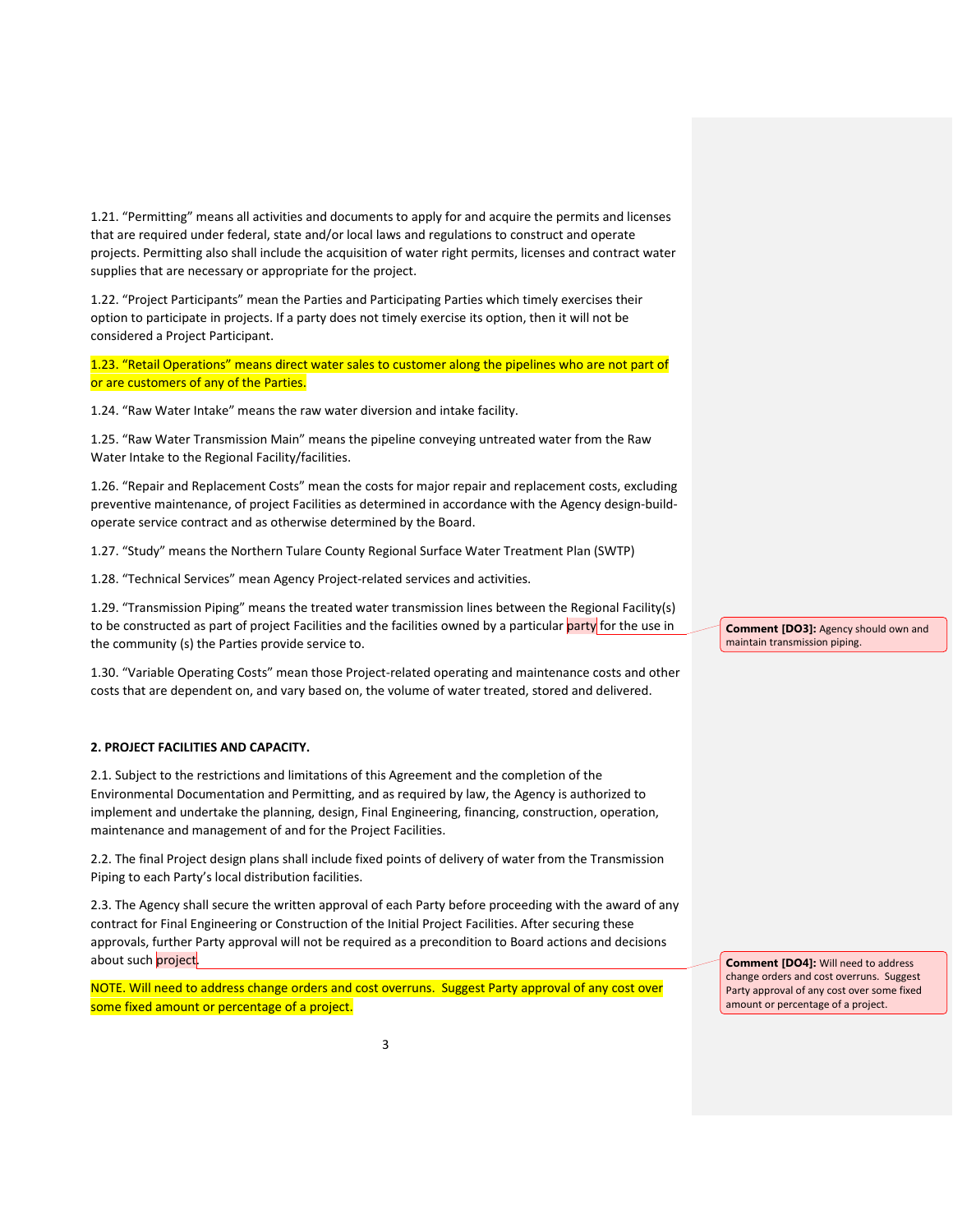1.21. “Permitting” means all activities and documents to apply for and acquire the permits and licenses that are required under federal, state and/or local laws and regulations to construct and operate projects. Permitting also shall include the acquisition of water right permits, licenses and contract water supplies that are necessary or appropriate for the project.

1.22. “Project Participants” mean the Parties and Participating Parties which timely exercises their option to participate in projects. If a party does not timely exercise its option, then it will not be considered a Project Participant.

1.23. “Retail Operations” means direct water sales to customer along the pipelines who are not part of or are customers of any of the Parties.

1.24. “Raw Water Intake” means the raw water diversion and intake facility.

1.25. “Raw Water Transmission Main” means the pipeline conveying untreated water from the Raw Water Intake to the Regional Facility/facilities.

1.26. “Repair and Replacement Costs” mean the costs for major repair and replacement costs, excluding preventive maintenance, of project Facilities as determined in accordance with the Agency design-build-operate service contract and as otherwise determined by the Board.

1.27. “Study” means the Northern Tulare County Regional Surface Water Treatment Plan (SWTP)

1.28. “Technical Services” mean Agency Project-related services and activities.

1.29. “Transmission Piping” means the treated water transmission lines between the Regional Facility(s) to be constructed as part of project Facilities and the facilities owned by a particular party for the use in the community (s) the Parties provide service to.

> **Comment [DO3]:** Agency should own and maintain transmission piping.

1.30. “Variable Operating Costs” mean those Project-related operating and maintenance costs and other costs that are dependent on, and vary based on, the volume of water treated, stored and delivered.

**2. PROJECT FACILITIES AND CAPACITY.**

2.1. Subject to the restrictions and limitations of this Agreement and the completion of the Environmental Documentation and Permitting, and as required by law, the Agency is authorized to implement and undertake the planning, design, Final Engineering, financing, construction, operation, maintenance and management of and for the Project Facilities.

2.2. The final Project design plans shall include fixed points of delivery of water from the Transmission Piping to each Party’s local distribution facilities.

2.3. The Agency shall secure the written approval of each Party before proceeding with the award of any contract for Final Engineering or Construction of the Initial Project Facilities. After securing these approvals, further Party approval will not be required as a precondition to Board actions and decisions about such project.

> **Comment [DO4]:** Will need to address change orders and cost overruns. Suggest Party approval of any cost over some fixed amount or percentage of a project.

NOTE. Will need to address change orders and cost overruns. Suggest Party approval of any cost over some fixed amount or percentage of a project.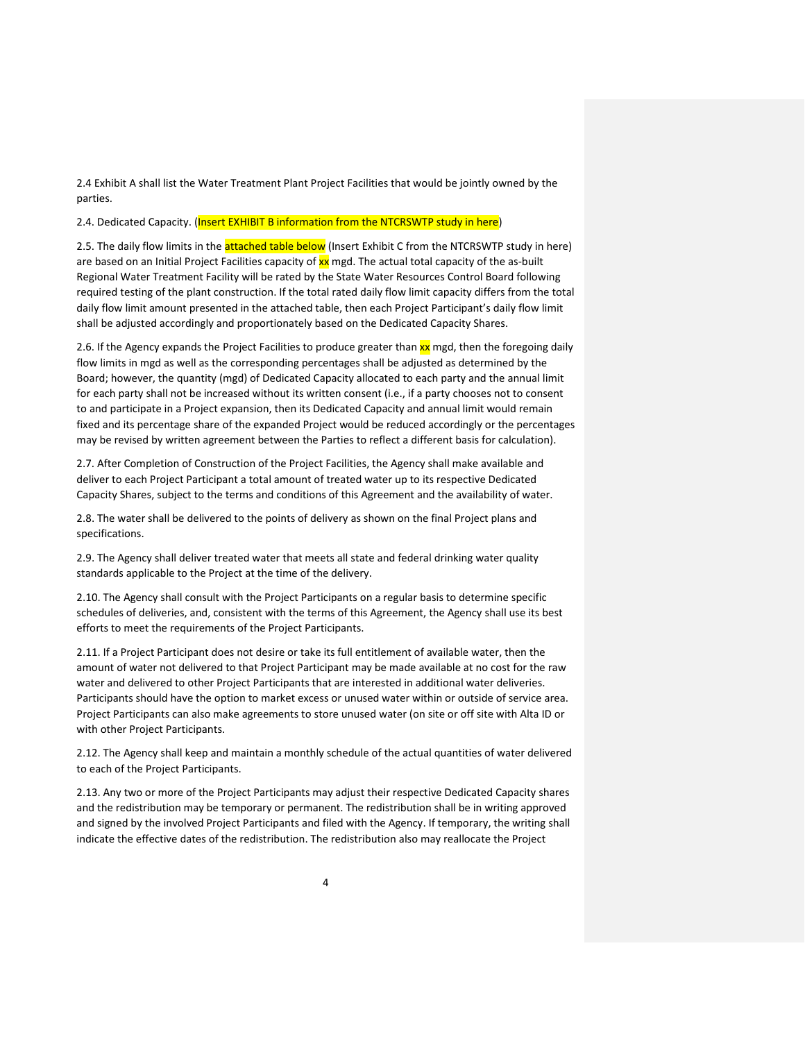2.4 Exhibit A shall list the Water Treatment Plant Project Facilities that would be jointly owned by the parties.

2.4. Dedicated Capacity. (Insert EXHIBIT B information from the NTCRSWTP study in here)

2.5. The daily flow limits in the attached table below (Insert Exhibit C from the NTCRSWTP study in here) are based on an Initial Project Facilities capacity of xx mgd. The actual total capacity of the as-built Regional Water Treatment Facility will be rated by the State Water Resources Control Board following required testing of the plant construction. If the total rated daily flow limit capacity differs from the total daily flow limit amount presented in the attached table, then each Project Participant's daily flow limit shall be adjusted accordingly and proportionately based on the Dedicated Capacity Shares.

2.6. If the Agency expands the Project Facilities to produce greater than xx mgd, then the foregoing daily flow limits in mgd as well as the corresponding percentages shall be adjusted as determined by the Board; however, the quantity (mgd) of Dedicated Capacity allocated to each party and the annual limit for each party shall not be increased without its written consent (i.e., if a party chooses not to consent to and participate in a Project expansion, then its Dedicated Capacity and annual limit would remain fixed and its percentage share of the expanded Project would be reduced accordingly or the percentages may be revised by written agreement between the Parties to reflect a different basis for calculation).

2.7. After Completion of Construction of the Project Facilities, the Agency shall make available and deliver to each Project Participant a total amount of treated water up to its respective Dedicated Capacity Shares, subject to the terms and conditions of this Agreement and the availability of water.

2.8. The water shall be delivered to the points of delivery as shown on the final Project plans and specifications.

2.9. The Agency shall deliver treated water that meets all state and federal drinking water quality standards applicable to the Project at the time of the delivery.

2.10. The Agency shall consult with the Project Participants on a regular basis to determine specific schedules of deliveries, and, consistent with the terms of this Agreement, the Agency shall use its best efforts to meet the requirements of the Project Participants.

2.11. If a Project Participant does not desire or take its full entitlement of available water, then the amount of water not delivered to that Project Participant may be made available at no cost for the raw water and delivered to other Project Participants that are interested in additional water deliveries. Participants should have the option to market excess or unused water within or outside of service area. Project Participants can also make agreements to store unused water (on site or off site with Alta ID or with other Project Participants.

2.12. The Agency shall keep and maintain a monthly schedule of the actual quantities of water delivered to each of the Project Participants.

2.13. Any two or more of the Project Participants may adjust their respective Dedicated Capacity shares and the redistribution may be temporary or permanent. The redistribution shall be in writing approved and signed by the involved Project Participants and filed with the Agency. If temporary, the writing shall indicate the effective dates of the redistribution. The redistribution also may reallocate the Project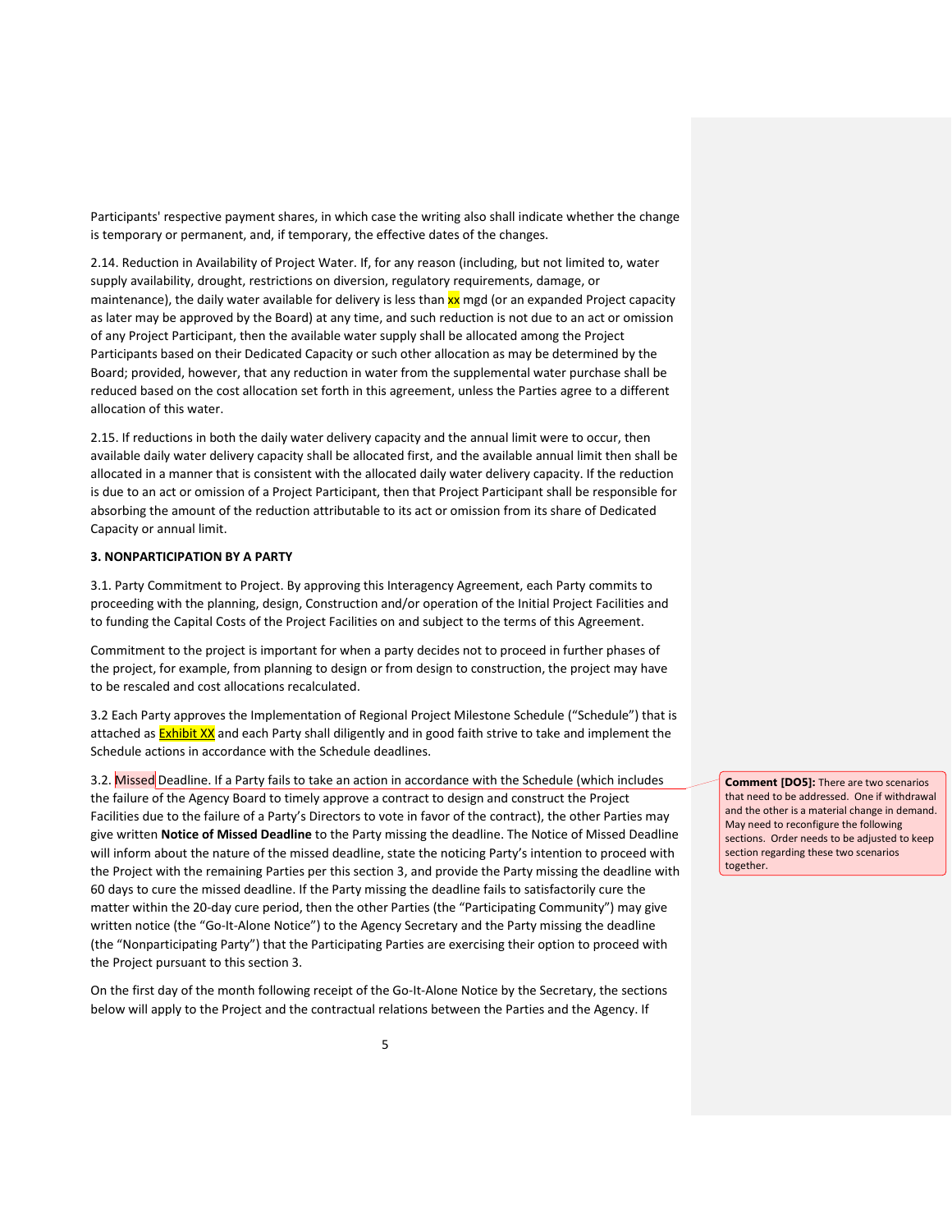Participants' respective payment shares, in which case the writing also shall indicate whether the change is temporary or permanent, and, if temporary, the effective dates of the changes.

2.14. Reduction in Availability of Project Water. If, for any reason (including, but not limited to, water supply availability, drought, restrictions on diversion, regulatory requirements, damage, or maintenance), the daily water available for delivery is less than xx mgd (or an expanded Project capacity as later may be approved by the Board) at any time, and such reduction is not due to an act or omission of any Project Participant, then the available water supply shall be allocated among the Project Participants based on their Dedicated Capacity or such other allocation as may be determined by the Board; provided, however, that any reduction in water from the supplemental water purchase shall be reduced based on the cost allocation set forth in this agreement, unless the Parties agree to a different allocation of this water.

2.15. If reductions in both the daily water delivery capacity and the annual limit were to occur, then available daily water delivery capacity shall be allocated first, and the available annual limit then shall be allocated in a manner that is consistent with the allocated daily water delivery capacity. If the reduction is due to an act or omission of a Project Participant, then that Project Participant shall be responsible for absorbing the amount of the reduction attributable to its act or omission from its share of Dedicated Capacity or annual limit.

**3. NONPARTICIPATION BY A PARTY**

3.1. Party Commitment to Project. By approving this Interagency Agreement, each Party commits to proceeding with the planning, design, Construction and/or operation of the Initial Project Facilities and to funding the Capital Costs of the Project Facilities on and subject to the terms of this Agreement.

Commitment to the project is important for when a party decides not to proceed in further phases of the project, for example, from planning to design or from design to construction, the project may have to be rescaled and cost allocations recalculated.

3.2 Each Party approves the Implementation of Regional Project Milestone Schedule ("Schedule") that is attached as Exhibit XX and each Party shall diligently and in good faith strive to take and implement the Schedule actions in accordance with the Schedule deadlines.

3.2. Missed Deadline. If a Party fails to take an action in accordance with the Schedule (which includes the failure of the Agency Board to timely approve a contract to design and construct the Project Facilities due to the failure of a Party's Directors to vote in favor of the contract), the other Parties may give written **Notice of Missed Deadline** to the Party missing the deadline. The Notice of Missed Deadline will inform about the nature of the missed deadline, state the noticing Party's intention to proceed with the Project with the remaining Parties per this section 3, and provide the Party missing the deadline with 60 days to cure the missed deadline. If the Party missing the deadline fails to satisfactorily cure the matter within the 20-day cure period, then the other Parties (the "Participating Community") may give written notice (the "Go-It-Alone Notice") to the Agency Secretary and the Party missing the deadline (the "Nonparticipating Party") that the Participating Parties are exercising their option to proceed with the Project pursuant to this section 3.

> **Comment [DO5]:** There are two scenarios that need to be addressed. One if withdrawal and the other is a material change in demand. May need to reconfigure the following sections. Order needs to be adjusted to keep section regarding these two scenarios together.

On the first day of the month following receipt of the Go-It-Alone Notice by the Secretary, the sections below will apply to the Project and the contractual relations between the Parties and the Agency. If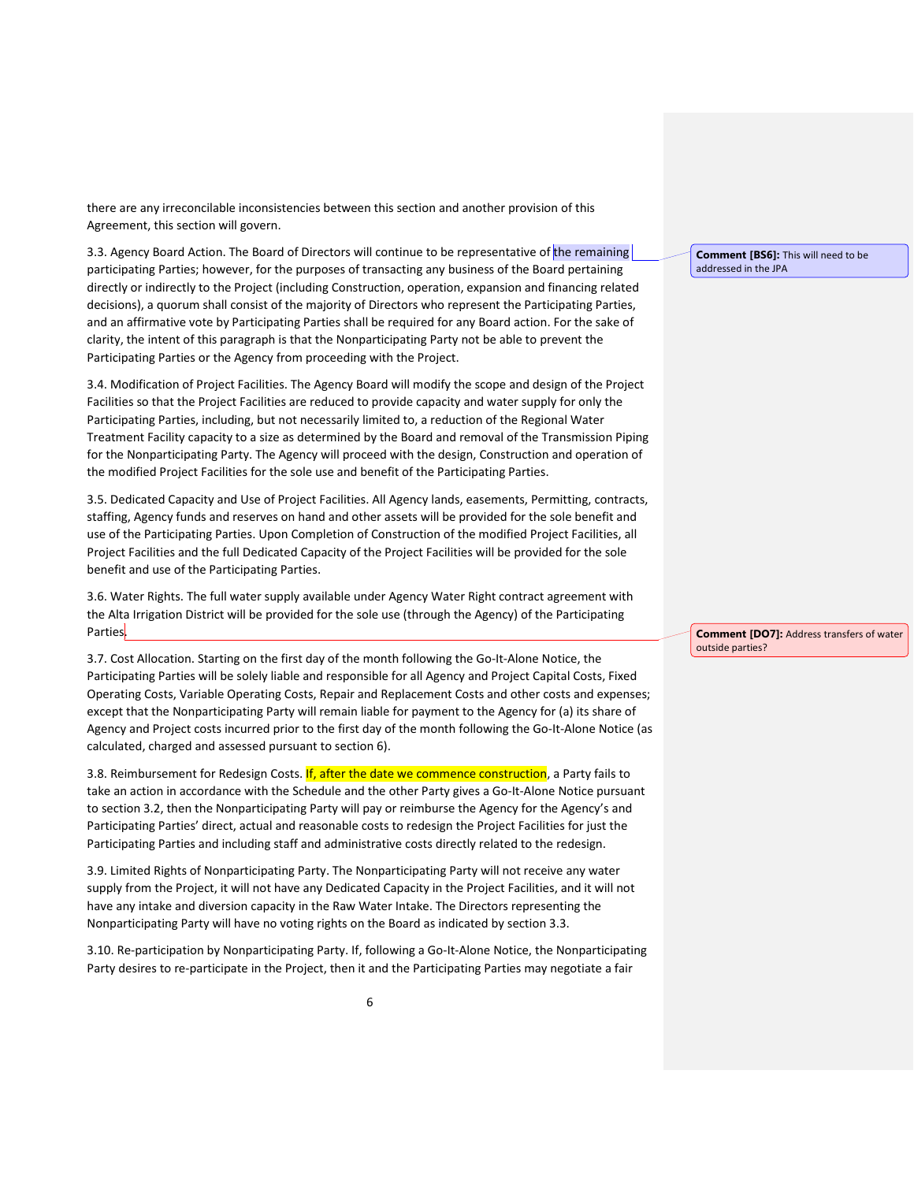there are any irreconcilable inconsistencies between this section and another provision of this Agreement, this section will govern.

3.3. Agency Board Action. The Board of Directors will continue to be representative of the remaining participating Parties; however, for the purposes of transacting any business of the Board pertaining directly or indirectly to the Project (including Construction, operation, expansion and financing related decisions), a quorum shall consist of the majority of Directors who represent the Participating Parties, and an affirmative vote by Participating Parties shall be required for any Board action. For the sake of clarity, the intent of this paragraph is that the Nonparticipating Party not be able to prevent the Participating Parties or the Agency from proceeding with the Project.

**Comment [BS6]:** This will need to be addressed in the JPA

3.4. Modification of Project Facilities. The Agency Board will modify the scope and design of the Project Facilities so that the Project Facilities are reduced to provide capacity and water supply for only the Participating Parties, including, but not necessarily limited to, a reduction of the Regional Water Treatment Facility capacity to a size as determined by the Board and removal of the Transmission Piping for the Nonparticipating Party. The Agency will proceed with the design, Construction and operation of the modified Project Facilities for the sole use and benefit of the Participating Parties.

3.5. Dedicated Capacity and Use of Project Facilities. All Agency lands, easements, Permitting, contracts, staffing, Agency funds and reserves on hand and other assets will be provided for the sole benefit and use of the Participating Parties. Upon Completion of Construction of the modified Project Facilities, all Project Facilities and the full Dedicated Capacity of the Project Facilities will be provided for the sole benefit and use of the Participating Parties.

3.6. Water Rights. The full water supply available under Agency Water Right contract agreement with the Alta Irrigation District will be provided for the sole use (through the Agency) of the Participating Parties.

**Comment [DO7]:** Address transfers of water outside parties?

3.7. Cost Allocation. Starting on the first day of the month following the Go-It-Alone Notice, the Participating Parties will be solely liable and responsible for all Agency and Project Capital Costs, Fixed Operating Costs, Variable Operating Costs, Repair and Replacement Costs and other costs and expenses; except that the Nonparticipating Party will remain liable for payment to the Agency for (a) its share of Agency and Project costs incurred prior to the first day of the month following the Go-It-Alone Notice (as calculated, charged and assessed pursuant to section 6).

3.8. Reimbursement for Redesign Costs. If, after the date we commence construction, a Party fails to take an action in accordance with the Schedule and the other Party gives a Go-It-Alone Notice pursuant to section 3.2, then the Nonparticipating Party will pay or reimburse the Agency for the Agency's and Participating Parties' direct, actual and reasonable costs to redesign the Project Facilities for just the Participating Parties and including staff and administrative costs directly related to the redesign.

3.9. Limited Rights of Nonparticipating Party. The Nonparticipating Party will not receive any water supply from the Project, it will not have any Dedicated Capacity in the Project Facilities, and it will not have any intake and diversion capacity in the Raw Water Intake. The Directors representing the Nonparticipating Party will have no voting rights on the Board as indicated by section 3.3.

3.10. Re-participation by Nonparticipating Party. If, following a Go-It-Alone Notice, the Nonparticipating Party desires to re-participate in the Project, then it and the Participating Parties may negotiate a fair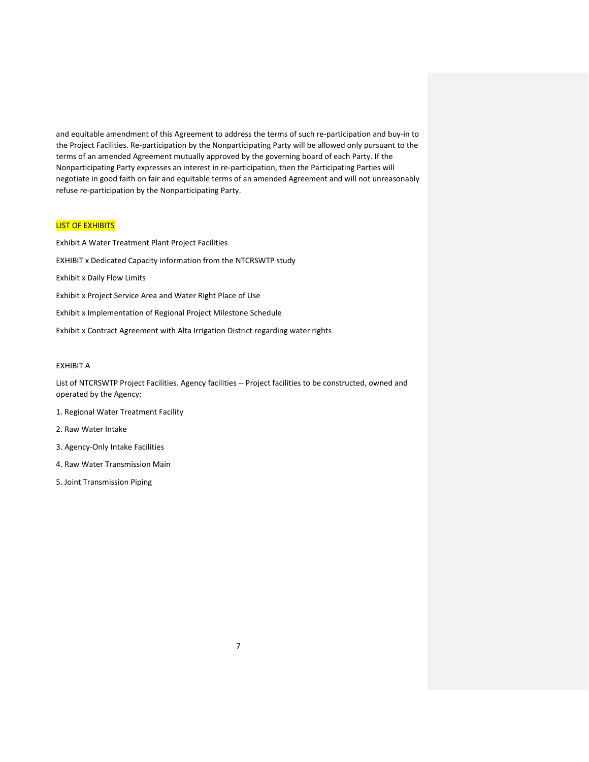and equitable amendment of this Agreement to address the terms of such re-participation and buy-in to the Project Facilities. Re-participation by the Nonparticipating Party will be allowed only pursuant to the terms of an amended Agreement mutually approved by the governing board of each Party. If the Nonparticipating Party expresses an interest in re-participation, then the Participating Parties will negotiate in good faith on fair and equitable terms of an amended Agreement and will not unreasonably refuse re-participation by the Nonparticipating Party.

## LIST OF EXHIBITS

Exhibit A Water Treatment Plant Project Facilities

EXHIBIT x Dedicated Capacity information from the NTCRSWTP study

Exhibit x Daily Flow Limits

Exhibit x Project Service Area and Water Right Place of Use

Exhibit x Implementation of Regional Project Milestone Schedule

Exhibit x Contract Agreement with Alta Irrigation District regarding water rights

## EXHIBIT A

List of NTCRSWTP Project Facilities. Agency facilities -- Project facilities to be constructed, owned and operated by the Agency:

1. Regional Water Treatment Facility
2. Raw Water Intake
3. Agency-Only Intake Facilities
4. Raw Water Transmission Main
5. Joint Transmission Piping